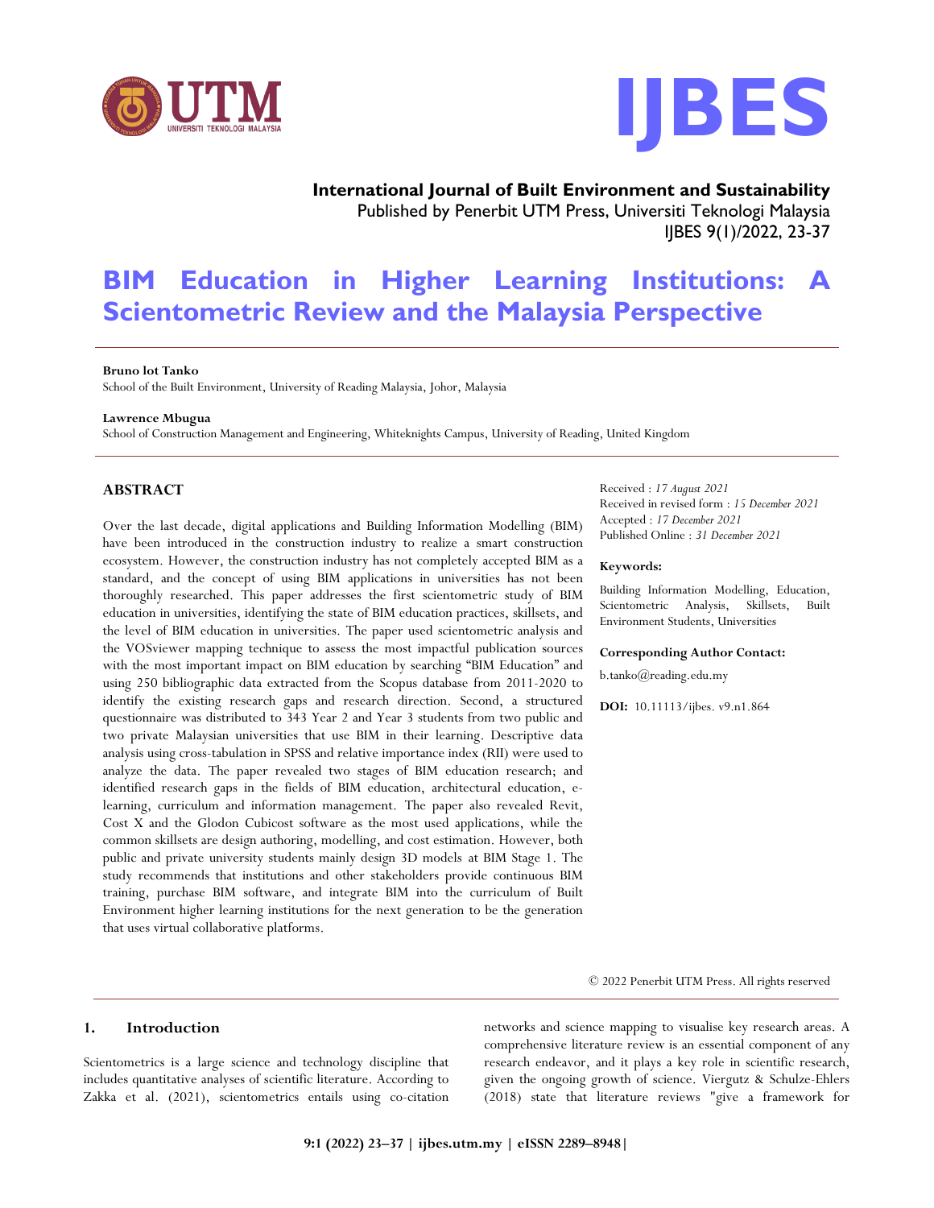**International Journal of Built Environment and Sustainability**
Published by Penerbit UTM Press, Universiti Teknologi Malaysia
IJBES 9(1)/2022, 23-37

# BIM Education in Higher Learning Institutions: A Scientometric Review and the Malaysia Perspective

**Bruno lot Tanko**
School of the Built Environment, University of Reading Malaysia, Johor, Malaysia

**Lawrence Mbugua**
School of Construction Management and Engineering, Whiteknights Campus, University of Reading, United Kingdom

## ABSTRACT

Over the last decade, digital applications and Building Information Modelling (BIM) have been introduced in the construction industry to realize a smart construction ecosystem. However, the construction industry has not completely accepted BIM as a standard, and the concept of using BIM applications in universities has not been thoroughly researched. This paper addresses the first scientometric study of BIM education in universities, identifying the state of BIM education practices, skillsets, and the level of BIM education in universities. The paper used scientometric analysis and the VOSviewer mapping technique to assess the most impactful publication sources with the most important impact on BIM education by searching "BIM Education" and using 250 bibliographic data extracted from the Scopus database from 2011-2020 to identify the existing research gaps and research direction. Second, a structured questionnaire was distributed to 343 Year 2 and Year 3 students from two public and two private Malaysian universities that use BIM in their learning. Descriptive data analysis using cross-tabulation in SPSS and relative importance index (RII) were used to analyze the data. The paper revealed two stages of BIM education research; and identified research gaps in the fields of BIM education, architectural education, e-learning, curriculum and information management. The paper also revealed Revit, Cost X and the Glodon Cubicost software as the most used applications, while the common skillsets are design authoring, modelling, and cost estimation. However, both public and private university students mainly design 3D models at BIM Stage 1. The study recommends that institutions and other stakeholders provide continuous BIM training, purchase BIM software, and integrate BIM into the curriculum of Built Environment higher learning institutions for the next generation to be the generation that uses virtual collaborative platforms.

Received : *17 August 2021*
Received in revised form : *15 December 2021*
Accepted : *17 December 2021*
Published Online : *31 December 2021*

**Keywords:**

Building Information Modelling, Education, Scientometric Analysis, Skillsets, Built Environment Students, Universities

**Corresponding Author Contact:**

b.tanko@reading.edu.my

**DOI:** 10.11113/ijbes. v9.n1.864

© 2022 Penerbit UTM Press. All rights reserved

## 1. Introduction

Scientometrics is a large science and technology discipline that includes quantitative analyses of scientific literature. According to Zakka et al. (2021), scientometrics entails using co-citation networks and science mapping to visualise key research areas. A comprehensive literature review is an essential component of any research endeavor, and it plays a key role in scientific research, given the ongoing growth of science. Viergutz & Schulze-Ehlers (2018) state that literature reviews "give a framework for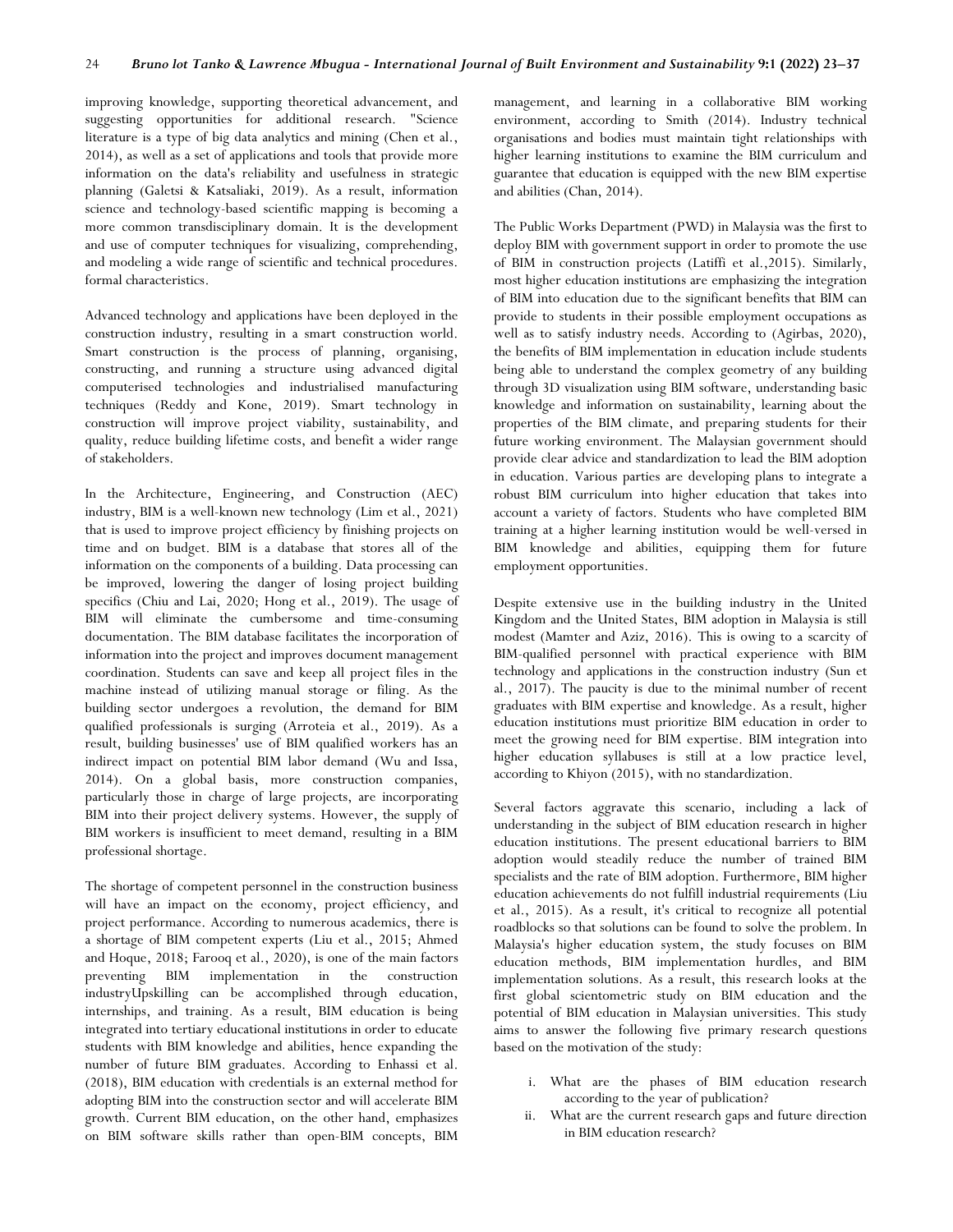improving knowledge, supporting theoretical advancement, and suggesting opportunities for additional research. "Science literature is a type of big data analytics and mining (Chen et al., 2014), as well as a set of applications and tools that provide more information on the data's reliability and usefulness in strategic planning (Galetsi & Katsaliaki, 2019). As a result, information science and technology-based scientific mapping is becoming a more common transdisciplinary domain. It is the development and use of computer techniques for visualizing, comprehending, and modeling a wide range of scientific and technical procedures. formal characteristics.

Advanced technology and applications have been deployed in the construction industry, resulting in a smart construction world. Smart construction is the process of planning, organising, constructing, and running a structure using advanced digital computerised technologies and industrialised manufacturing techniques (Reddy and Kone, 2019). Smart technology in construction will improve project viability, sustainability, and quality, reduce building lifetime costs, and benefit a wider range of stakeholders.

In the Architecture, Engineering, and Construction (AEC) industry, BIM is a well-known new technology (Lim et al., 2021) that is used to improve project efficiency by finishing projects on time and on budget. BIM is a database that stores all of the information on the components of a building. Data processing can be improved, lowering the danger of losing project building specifics (Chiu and Lai, 2020; Hong et al., 2019). The usage of BIM will eliminate the cumbersome and time-consuming documentation. The BIM database facilitates the incorporation of information into the project and improves document management coordination. Students can save and keep all project files in the machine instead of utilizing manual storage or filing. As the building sector undergoes a revolution, the demand for BIM qualified professionals is surging (Arroteia et al., 2019). As a result, building businesses' use of BIM qualified workers has an indirect impact on potential BIM labor demand (Wu and Issa, 2014). On a global basis, more construction companies, particularly those in charge of large projects, are incorporating BIM into their project delivery systems. However, the supply of BIM workers is insufficient to meet demand, resulting in a BIM professional shortage.

The shortage of competent personnel in the construction business will have an impact on the economy, project efficiency, and project performance. According to numerous academics, there is a shortage of BIM competent experts (Liu et al., 2015; Ahmed and Hoque, 2018; Farooq et al., 2020), is one of the main factors preventing BIM implementation in the construction industryUpskilling can be accomplished through education, internships, and training. As a result, BIM education is being integrated into tertiary educational institutions in order to educate students with BIM knowledge and abilities, hence expanding the number of future BIM graduates. According to Enhassi et al. (2018), BIM education with credentials is an external method for adopting BIM into the construction sector and will accelerate BIM growth. Current BIM education, on the other hand, emphasizes on BIM software skills rather than open-BIM concepts, BIM management, and learning in a collaborative BIM working environment, according to Smith (2014). Industry technical organisations and bodies must maintain tight relationships with higher learning institutions to examine the BIM curriculum and guarantee that education is equipped with the new BIM expertise and abilities (Chan, 2014).

The Public Works Department (PWD) in Malaysia was the first to deploy BIM with government support in order to promote the use of BIM in construction projects (Latiffi et al.,2015). Similarly, most higher education institutions are emphasizing the integration of BIM into education due to the significant benefits that BIM can provide to students in their possible employment occupations as well as to satisfy industry needs. According to (Agirbas, 2020), the benefits of BIM implementation in education include students being able to understand the complex geometry of any building through 3D visualization using BIM software, understanding basic knowledge and information on sustainability, learning about the properties of the BIM climate, and preparing students for their future working environment. The Malaysian government should provide clear advice and standardization to lead the BIM adoption in education. Various parties are developing plans to integrate a robust BIM curriculum into higher education that takes into account a variety of factors. Students who have completed BIM training at a higher learning institution would be well-versed in BIM knowledge and abilities, equipping them for future employment opportunities.

Despite extensive use in the building industry in the United Kingdom and the United States, BIM adoption in Malaysia is still modest (Mamter and Aziz, 2016). This is owing to a scarcity of BIM-qualified personnel with practical experience with BIM technology and applications in the construction industry (Sun et al., 2017). The paucity is due to the minimal number of recent graduates with BIM expertise and knowledge. As a result, higher education institutions must prioritize BIM education in order to meet the growing need for BIM expertise. BIM integration into higher education syllabuses is still at a low practice level, according to Khiyon (2015), with no standardization.

Several factors aggravate this scenario, including a lack of understanding in the subject of BIM education research in higher education institutions. The present educational barriers to BIM adoption would steadily reduce the number of trained BIM specialists and the rate of BIM adoption. Furthermore, BIM higher education achievements do not fulfill industrial requirements (Liu et al., 2015). As a result, it's critical to recognize all potential roadblocks so that solutions can be found to solve the problem. In Malaysia's higher education system, the study focuses on BIM education methods, BIM implementation hurdles, and BIM implementation solutions. As a result, this research looks at the first global scientometric study on BIM education and the potential of BIM education in Malaysian universities. This study aims to answer the following five primary research questions based on the motivation of the study:

i. What are the phases of BIM education research according to the year of publication?
ii. What are the current research gaps and future direction in BIM education research?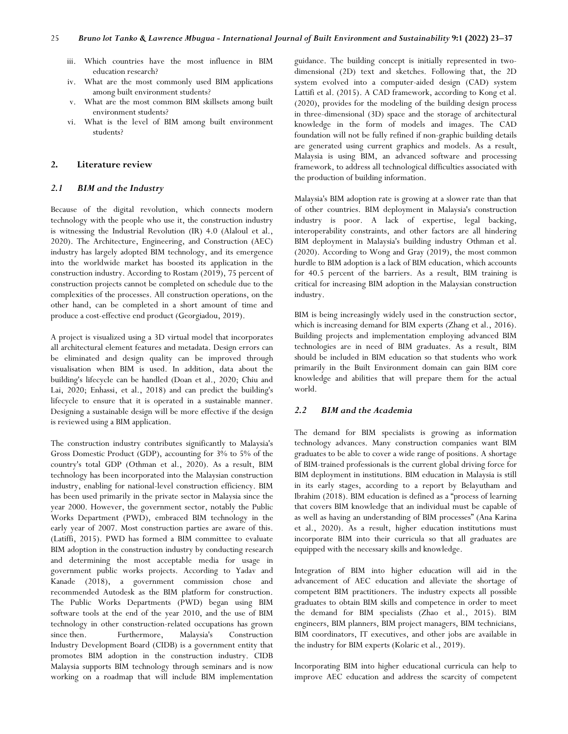iii. Which countries have the most influence in BIM education research?
iv. What are the most commonly used BIM applications among built environment students?
v. What are the most common BIM skillsets among built environment students?
vi. What is the level of BIM among built environment students?

## 2. Literature review

### *2.1 BIM and the Industry*

Because of the digital revolution, which connects modern technology with the people who use it, the construction industry is witnessing the Industrial Revolution (IR) 4.0 (Alaloul et al., 2020). The Architecture, Engineering, and Construction (AEC) industry has largely adopted BIM technology, and its emergence into the worldwide market has boosted its application in the construction industry. According to Rostam (2019), 75 percent of construction projects cannot be completed on schedule due to the complexities of the processes. All construction operations, on the other hand, can be completed in a short amount of time and produce a cost-effective end product (Georgiadou, 2019).

A project is visualized using a 3D virtual model that incorporates all architectural element features and metadata. Design errors can be eliminated and design quality can be improved through visualisation when BIM is used. In addition, data about the building's lifecycle can be handled (Doan et al., 2020; Chiu and Lai, 2020; Enhassi, et al., 2018) and can predict the building's lifecycle to ensure that it is operated in a sustainable manner. Designing a sustainable design will be more effective if the design is reviewed using a BIM application.

The construction industry contributes significantly to Malaysia's Gross Domestic Product (GDP), accounting for 3% to 5% of the country's total GDP (Othman et al., 2020). As a result, BIM technology has been incorporated into the Malaysian construction industry, enabling for national-level construction efficiency. BIM has been used primarily in the private sector in Malaysia since the year 2000. However, the government sector, notably the Public Works Department (PWD), embraced BIM technology in the early year of 2007. Most construction parties are aware of this. (Latiffi, 2015). PWD has formed a BIM committee to evaluate BIM adoption in the construction industry by conducting research and determining the most acceptable media for usage in government public works projects. According to Yadav and Kanade (2018), a government commission chose and recommended Autodesk as the BIM platform for construction. The Public Works Departments (PWD) began using BIM software tools at the end of the year 2010, and the use of BIM technology in other construction-related occupations has grown since then. Furthermore, Malaysia's Construction Industry Development Board (CIDB) is a government entity that promotes BIM adoption in the construction industry. CIDB Malaysia supports BIM technology through seminars and is now working on a roadmap that will include BIM implementation guidance. The building concept is initially represented in two-dimensional (2D) text and sketches. Following that, the 2D system evolved into a computer-aided design (CAD) system Lattifi et al. (2015). A CAD framework, according to Kong et al. (2020), provides for the modeling of the building design process in three-dimensional (3D) space and the storage of architectural knowledge in the form of models and images. The CAD foundation will not be fully refined if non-graphic building details are generated using current graphics and models. As a result, Malaysia is using BIM, an advanced software and processing framework, to address all technological difficulties associated with the production of building information.

Malaysia's BIM adoption rate is growing at a slower rate than that of other countries. BIM deployment in Malaysia's construction industry is poor. A lack of expertise, legal backing, interoperability constraints, and other factors are all hindering BIM deployment in Malaysia's building industry Othman et al. (2020). According to Wong and Gray (2019), the most common hurdle to BIM adoption is a lack of BIM education, which accounts for 40.5 percent of the barriers. As a result, BIM training is critical for increasing BIM adoption in the Malaysian construction industry.

BIM is being increasingly widely used in the construction sector, which is increasing demand for BIM experts (Zhang et al., 2016). Building projects and implementation employing advanced BIM technologies are in need of BIM graduates. As a result, BIM should be included in BIM education so that students who work primarily in the Built Environment domain can gain BIM core knowledge and abilities that will prepare them for the actual world.

### *2.2 BIM and the Academia*

The demand for BIM specialists is growing as information technology advances. Many construction companies want BIM graduates to be able to cover a wide range of positions. A shortage of BIM-trained professionals is the current global driving force for BIM deployment in institutions. BIM education in Malaysia is still in its early stages, according to a report by Belayutham and Ibrahim (2018). BIM education is defined as a "process of learning that covers BIM knowledge that an individual must be capable of as well as having an understanding of BIM processes" (Ana Karina et al., 2020). As a result, higher education institutions must incorporate BIM into their curricula so that all graduates are equipped with the necessary skills and knowledge.

Integration of BIM into higher education will aid in the advancement of AEC education and alleviate the shortage of competent BIM practitioners. The industry expects all possible graduates to obtain BIM skills and competence in order to meet the demand for BIM specialists (Zhao et al., 2015). BIM engineers, BIM planners, BIM project managers, BIM technicians, BIM coordinators, IT executives, and other jobs are available in the industry for BIM experts (Kolaric et al., 2019).

Incorporating BIM into higher educational curricula can help to improve AEC education and address the scarcity of competent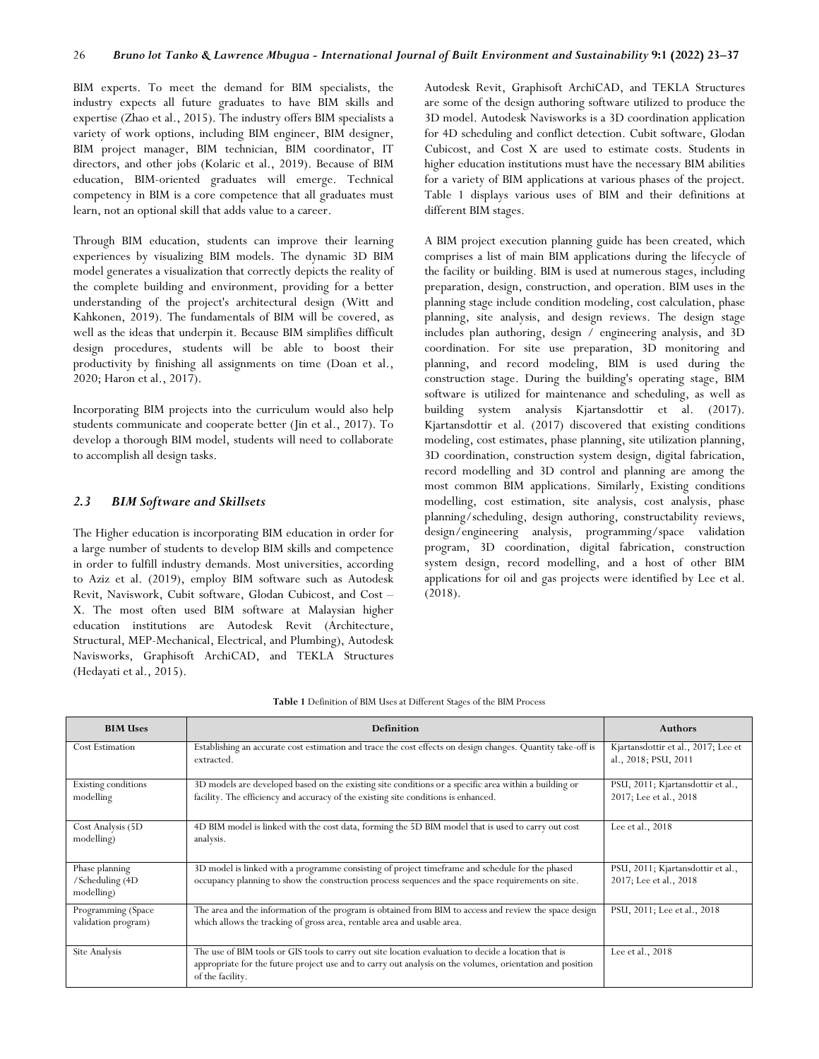BIM experts. To meet the demand for BIM specialists, the industry expects all future graduates to have BIM skills and expertise (Zhao et al., 2015). The industry offers BIM specialists a variety of work options, including BIM engineer, BIM designer, BIM project manager, BIM technician, BIM coordinator, IT directors, and other jobs (Kolaric et al., 2019). Because of BIM education, BIM-oriented graduates will emerge. Technical competency in BIM is a core competence that all graduates must learn, not an optional skill that adds value to a career.

Through BIM education, students can improve their learning experiences by visualizing BIM models. The dynamic 3D BIM model generates a visualization that correctly depicts the reality of the complete building and environment, providing for a better understanding of the project's architectural design (Witt and Kahkonen, 2019). The fundamentals of BIM will be covered, as well as the ideas that underpin it. Because BIM simplifies difficult design procedures, students will be able to boost their productivity by finishing all assignments on time (Doan et al., 2020; Haron et al., 2017).

Incorporating BIM projects into the curriculum would also help students communicate and cooperate better (Jin et al., 2017). To develop a thorough BIM model, students will need to collaborate to accomplish all design tasks.

### *2.3 BIM Software and Skillsets*

The Higher education is incorporating BIM education in order for a large number of students to develop BIM skills and competence in order to fulfill industry demands. Most universities, according to Aziz et al. (2019), employ BIM software such as Autodesk Revit, Naviswork, Cubit software, Glodan Cubicost, and Cost – X. The most often used BIM software at Malaysian higher education institutions are Autodesk Revit (Architecture, Structural, MEP-Mechanical, Electrical, and Plumbing), Autodesk Navisworks, Graphisoft ArchiCAD, and TEKLA Structures (Hedayati et al., 2015). Autodesk Revit, Graphisoft ArchiCAD, and TEKLA Structures are some of the design authoring software utilized to produce the 3D model. Autodesk Navisworks is a 3D coordination application for 4D scheduling and conflict detection. Cubit software, Glodan Cubicost, and Cost X are used to estimate costs. Students in higher education institutions must have the necessary BIM abilities for a variety of BIM applications at various phases of the project. Table 1 displays various uses of BIM and their definitions at different BIM stages.

A BIM project execution planning guide has been created, which comprises a list of main BIM applications during the lifecycle of the facility or building. BIM is used at numerous stages, including preparation, design, construction, and operation. BIM uses in the planning stage include condition modeling, cost calculation, phase planning, site analysis, and design reviews. The design stage includes plan authoring, design / engineering analysis, and 3D coordination. For site use preparation, 3D monitoring and planning, and record modeling, BIM is used during the construction stage. During the building's operating stage, BIM software is utilized for maintenance and scheduling, as well as building system analysis Kjartansdottir et al. (2017). Kjartansdottir et al. (2017) discovered that existing conditions modeling, cost estimates, phase planning, site utilization planning, 3D coordination, construction system design, digital fabrication, record modelling and 3D control and planning are among the most common BIM applications. Similarly, Existing conditions modelling, cost estimation, site analysis, cost analysis, phase planning/scheduling, design authoring, constructability reviews, design/engineering analysis, programming/space validation program, 3D coordination, digital fabrication, construction system design, record modelling, and a host of other BIM applications for oil and gas projects were identified by Lee et al. (2018).

**Table 1** Definition of BIM Uses at Different Stages of the BIM Process

| BIM Uses | Definition | Authors |
|---|---|---|
| Cost Estimation | Establishing an accurate cost estimation and trace the cost effects on design changes. Quantity take-off is extracted. | Kjartansdottir et al., 2017; Lee et al., 2018; PSU, 2011 |
| Existing conditions modelling | 3D models are developed based on the existing site conditions or a specific area within a building or facility. The efficiency and accuracy of the existing site conditions is enhanced. | PSU, 2011; Kjartansdottir et al., 2017; Lee et al., 2018 |
| Cost Analysis (5D modelling) | 4D BIM model is linked with the cost data, forming the 5D BIM model that is used to carry out cost analysis. | Lee et al., 2018 |
| Phase planning /Scheduling (4D modelling) | 3D model is linked with a programme consisting of project timeframe and schedule for the phased occupancy planning to show the construction process sequences and the space requirements on site. | PSU, 2011; Kjartansdottir et al., 2017; Lee et al., 2018 |
| Programming (Space validation program) | The area and the information of the program is obtained from BIM to access and review the space design which allows the tracking of gross area, rentable area and usable area. | PSU, 2011; Lee et al., 2018 |
| Site Analysis | The use of BIM tools or GIS tools to carry out site location evaluation to decide a location that is appropriate for the future project use and to carry out analysis on the volumes, orientation and position of the facility. | Lee et al., 2018 |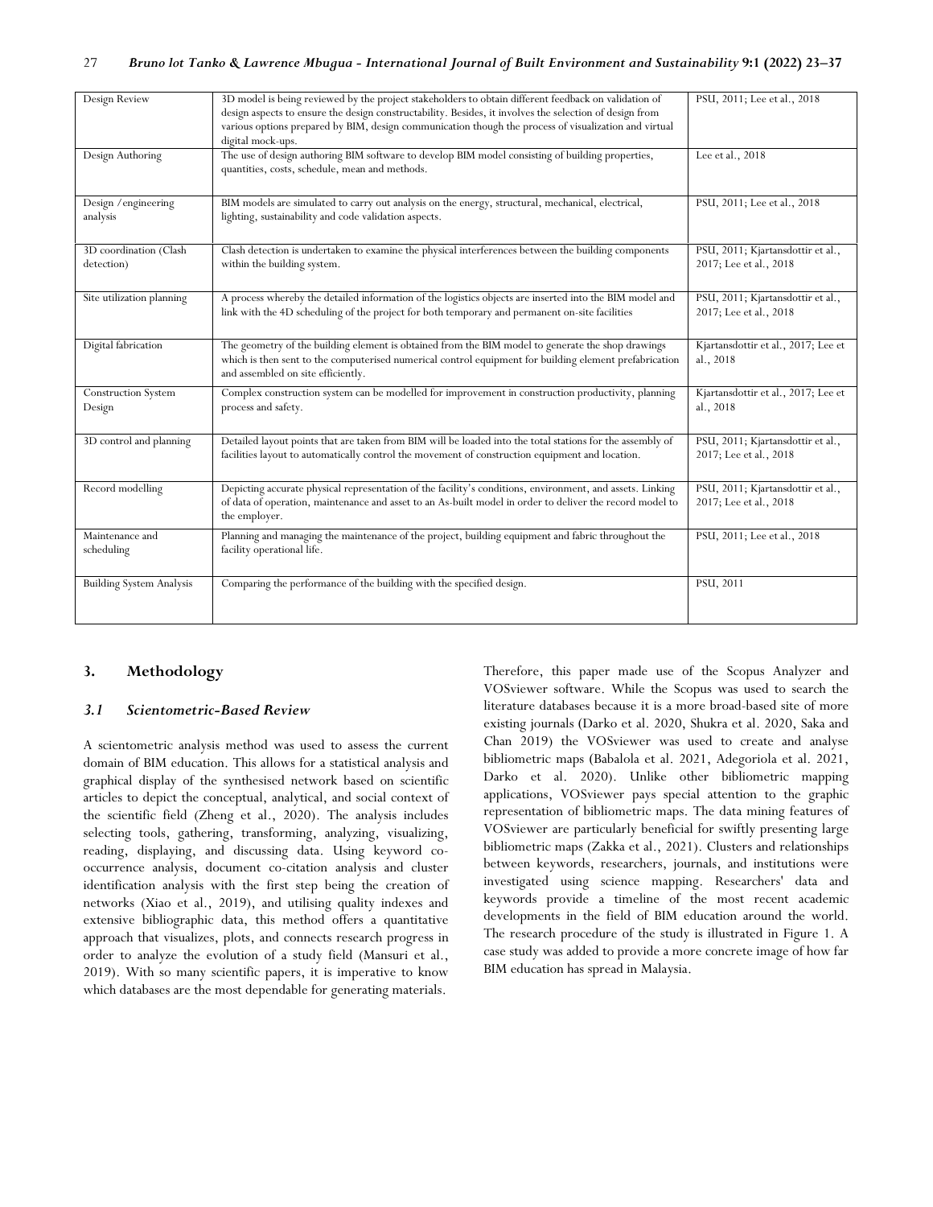| | | |
|---|---|---|
| Design Review | 3D model is being reviewed by the project stakeholders to obtain different feedback on validation of design aspects to ensure the design constructability. Besides, it involves the selection of design from various options prepared by BIM, design communication though the process of visualization and virtual digital mock-ups. | PSU, 2011; Lee et al., 2018 |
| Design Authoring | The use of design authoring BIM software to develop BIM model consisting of building properties, quantities, costs, schedule, mean and methods. | Lee et al., 2018 |
| Design /engineering analysis | BIM models are simulated to carry out analysis on the energy, structural, mechanical, electrical, lighting, sustainability and code validation aspects. | PSU, 2011; Lee et al., 2018 |
| 3D coordination (Clash detection) | Clash detection is undertaken to examine the physical interferences between the building components within the building system. | PSU, 2011; Kjartansdottir et al., 2017; Lee et al., 2018 |
| Site utilization planning | A process whereby the detailed information of the logistics objects are inserted into the BIM model and link with the 4D scheduling of the project for both temporary and permanent on-site facilities | PSU, 2011; Kjartansdottir et al., 2017; Lee et al., 2018 |
| Digital fabrication | The geometry of the building element is obtained from the BIM model to generate the shop drawings which is then sent to the computerised numerical control equipment for building element prefabrication and assembled on site efficiently. | Kjartansdottir et al., 2017; Lee et al., 2018 |
| Construction System Design | Complex construction system can be modelled for improvement in construction productivity, planning process and safety. | Kjartansdottir et al., 2017; Lee et al., 2018 |
| 3D control and planning | Detailed layout points that are taken from BIM will be loaded into the total stations for the assembly of facilities layout to automatically control the movement of construction equipment and location. | PSU, 2011; Kjartansdottir et al., 2017; Lee et al., 2018 |
| Record modelling | Depicting accurate physical representation of the facility's conditions, environment, and assets. Linking of data of operation, maintenance and asset to an As-built model in order to deliver the record model to the employer. | PSU, 2011; Kjartansdottir et al., 2017; Lee et al., 2018 |
| Maintenance and scheduling | Planning and managing the maintenance of the project, building equipment and fabric throughout the facility operational life. | PSU, 2011; Lee et al., 2018 |
| Building System Analysis | Comparing the performance of the building with the specified design. | PSU, 2011 |

## 3. Methodology

### *3.1 Scientometric-Based Review*

A scientometric analysis method was used to assess the current domain of BIM education. This allows for a statistical analysis and graphical display of the synthesised network based on scientific articles to depict the conceptual, analytical, and social context of the scientific field (Zheng et al., 2020). The analysis includes selecting tools, gathering, transforming, analyzing, visualizing, reading, displaying, and discussing data. Using keyword co-occurrence analysis, document co-citation analysis and cluster identification analysis with the first step being the creation of networks (Xiao et al., 2019), and utilising quality indexes and extensive bibliographic data, this method offers a quantitative approach that visualizes, plots, and connects research progress in order to analyze the evolution of a study field (Mansuri et al., 2019). With so many scientific papers, it is imperative to know which databases are the most dependable for generating materials. Therefore, this paper made use of the Scopus Analyzer and VOSviewer software. While the Scopus was used to search the literature databases because it is a more broad-based site of more existing journals (Darko et al. 2020, Shukra et al. 2020, Saka and Chan 2019) the VOSviewer was used to create and analyse bibliometric maps (Babalola et al. 2021, Adegoriola et al. 2021, Darko et al. 2020). Unlike other bibliometric mapping applications, VOSviewer pays special attention to the graphic representation of bibliometric maps. The data mining features of VOSviewer are particularly beneficial for swiftly presenting large bibliometric maps (Zakka et al., 2021). Clusters and relationships between keywords, researchers, journals, and institutions were investigated using science mapping. Researchers' data and keywords provide a timeline of the most recent academic developments in the field of BIM education around the world. The research procedure of the study is illustrated in Figure 1. A case study was added to provide a more concrete image of how far BIM education has spread in Malaysia.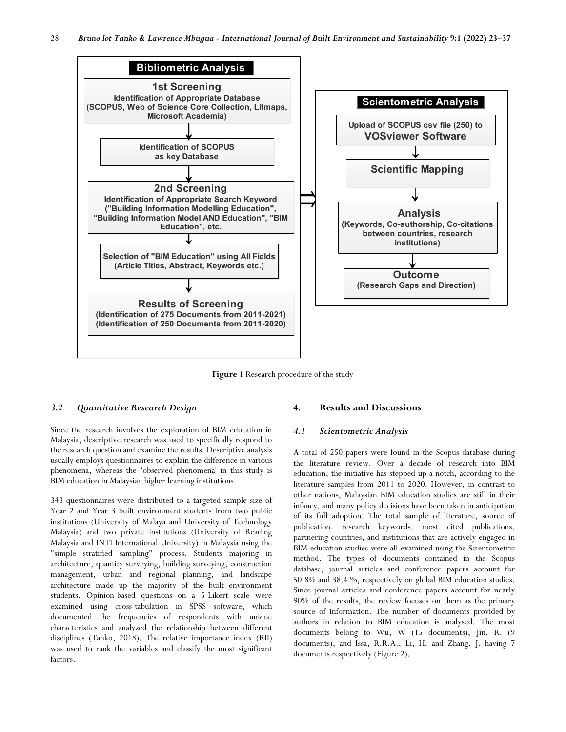**Bibliometric Analysis**

- **1st Screening** — Identification of Appropriate Database (SCOPUS, Web of Science Core Collection, Litmaps, Microsoft Academia)
- Identification of SCOPUS as key Database
- **2nd Screening** — Identification of Appropriate Search Keyword ("Building Information Modelling Education", "Building Information Model AND Education", "BIM Education", etc.
- Selection of "BIM Education" using All Fields (Article Titles, Abstract, Keywords etc.)
- **Results of Screening** (Identification of 275 Documents from 2011-2021) (Identification of 250 Documents from 2011-2020)

**Scientometric Analysis**

- Upload of SCOPUS csv file (250) to VOSviewer Software
- Scientific Mapping
- **Analysis** (Keywords, Co-authorship, Co-citations between countries, research institutions)
- **Outcome** (Research Gaps and Direction)

**Figure 1** Research procedure of the study

### *3.2 Quantitative Research Design*

Since the research involves the exploration of BIM education in Malaysia, descriptive research was used to specifically respond to the research question and examine the results. Descriptive analysis usually employs questionnaires to explain the difference in various phenomena, whereas the 'observed phenomena' in this study is BIM education in Malaysian higher learning institutions.

343 questionnaires were distributed to a targeted sample size of Year 2 and Year 3 built environment students from two public institutions (University of Malaya and University of Technology Malaysia) and two private institutions (University of Reading Malaysia and INTI International University) in Malaysia using the "simple stratified sampling" process. Students majoring in architecture, quantity surveying, building surveying, construction management, urban and regional planning, and landscape architecture made up the majority of the built environment students. Opinion-based questions on a 5-Likert scale were examined using cross-tabulation in SPSS software, which documented the frequencies of respondents with unique characteristics and analyzed the relationship between different disciplines (Tanko, 2018). The relative importance index (RII) was used to rank the variables and classify the most significant factors.

## 4. Results and Discussions

### *4.1 Scientometric Analysis*

A total of 250 papers were found in the Scopus database during the literature review. Over a decade of research into BIM education, the initiative has stepped up a notch, according to the literature samples from 2011 to 2020. However, in contrast to other nations, Malaysian BIM education studies are still in their infancy, and many policy decisions have been taken in anticipation of its full adoption. The total sample of literature, source of publication, research keywords, most cited publications, partnering countries, and institutions that are actively engaged in BIM education studies were all examined using the Scientometric method. The types of documents contained in the Scopus database; journal articles and conference papers account for 50.8% and 38.4 %, respectively on global BIM education studies. Since journal articles and conference papers account for nearly 90% of the results, the review focuses on them as the primary source of information. The number of documents provided by authors in relation to BIM education is analysed. The most documents belong to Wu, W (15 documents), Jin, R. (9 documents), and Issa, R.R.A., Li, H. and Zhang, J. having 7 documents respectively (Figure 2).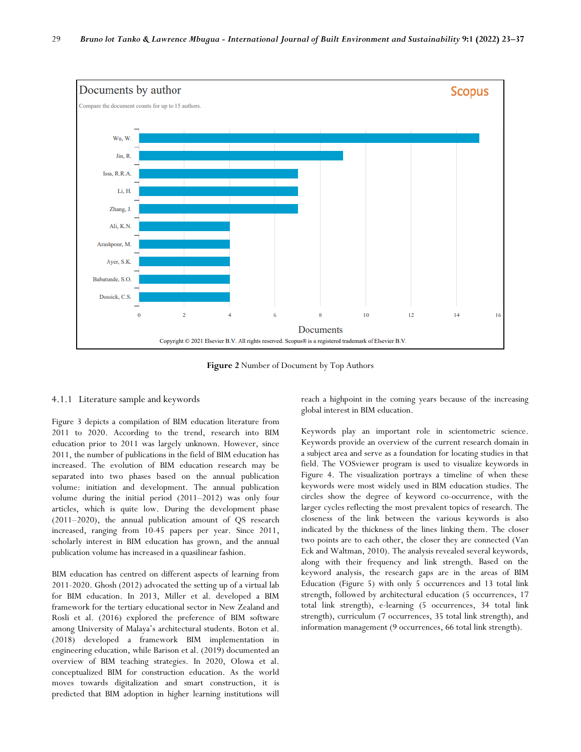**Figure 2** Number of Document by Top Authors

### 4.1.1 Literature sample and keywords

Figure 3 depicts a compilation of BIM education literature from 2011 to 2020. According to the trend, research into BIM education prior to 2011 was largely unknown. However, since 2011, the number of publications in the field of BIM education has increased. The evolution of BIM education research may be separated into two phases based on the annual publication volume: initiation and development. The annual publication volume during the initial period (2011–2012) was only four articles, which is quite low. During the development phase (2011–2020), the annual publication amount of QS research increased, ranging from 10-45 papers per year. Since 2011, scholarly interest in BIM education has grown, and the annual publication volume has increased in a quasilinear fashion.

BIM education has centred on different aspects of learning from 2011-2020. Ghosh (2012) advocated the setting up of a virtual lab for BIM education. In 2013, Miller et al. developed a BIM framework for the tertiary educational sector in New Zealand and Rosli et al. (2016) explored the preference of BIM software among University of Malaya's architectural students. Boton et al. (2018) developed a framework BIM implementation in engineering education, while Barison et al. (2019) documented an overview of BIM teaching strategies. In 2020, Olowa et al. conceptualized BIM for construction education. As the world moves towards digitalization and smart construction, it is predicted that BIM adoption in higher learning institutions will reach a highpoint in the coming years because of the increasing global interest in BIM education.

Keywords play an important role in scientometric science. Keywords provide an overview of the current research domain in a subject area and serve as a foundation for locating studies in that field. The VOSviewer program is used to visualize keywords in Figure 4. The visualization portrays a timeline of when these keywords were most widely used in BIM education studies. The circles show the degree of keyword co-occurrence, with the larger cycles reflecting the most prevalent topics of research. The closeness of the link between the various keywords is also indicated by the thickness of the lines linking them. The closer two points are to each other, the closer they are connected (Van Eck and Waltman, 2010). The analysis revealed several keywords, along with their frequency and link strength. Based on the keyword analysis, the research gaps are in the areas of BIM Education (Figure 5) with only 5 occurrences and 13 total link strength, followed by architectural education (5 occurrences, 17 total link strength), e-learning (5 occurrences, 34 total link strength), curriculum (7 occurrences, 35 total link strength), and information management (9 occurrences, 66 total link strength).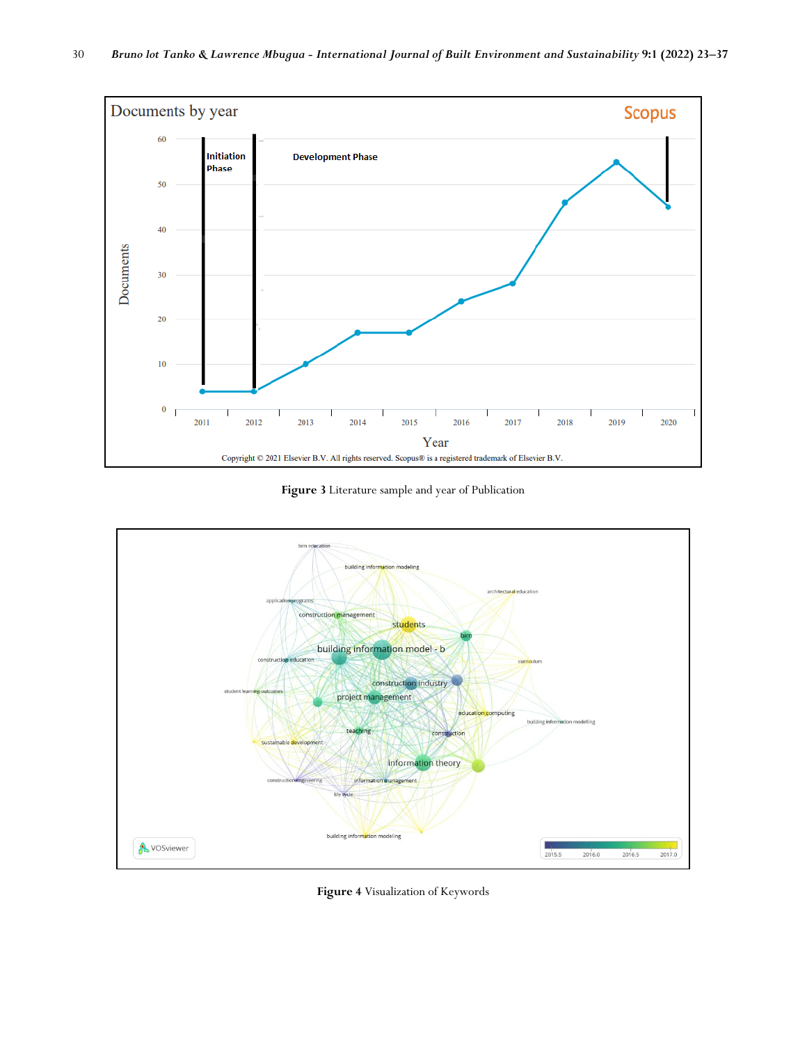Figure 3 Literature sample and year of Publication

Figure 4 Visualization of Keywords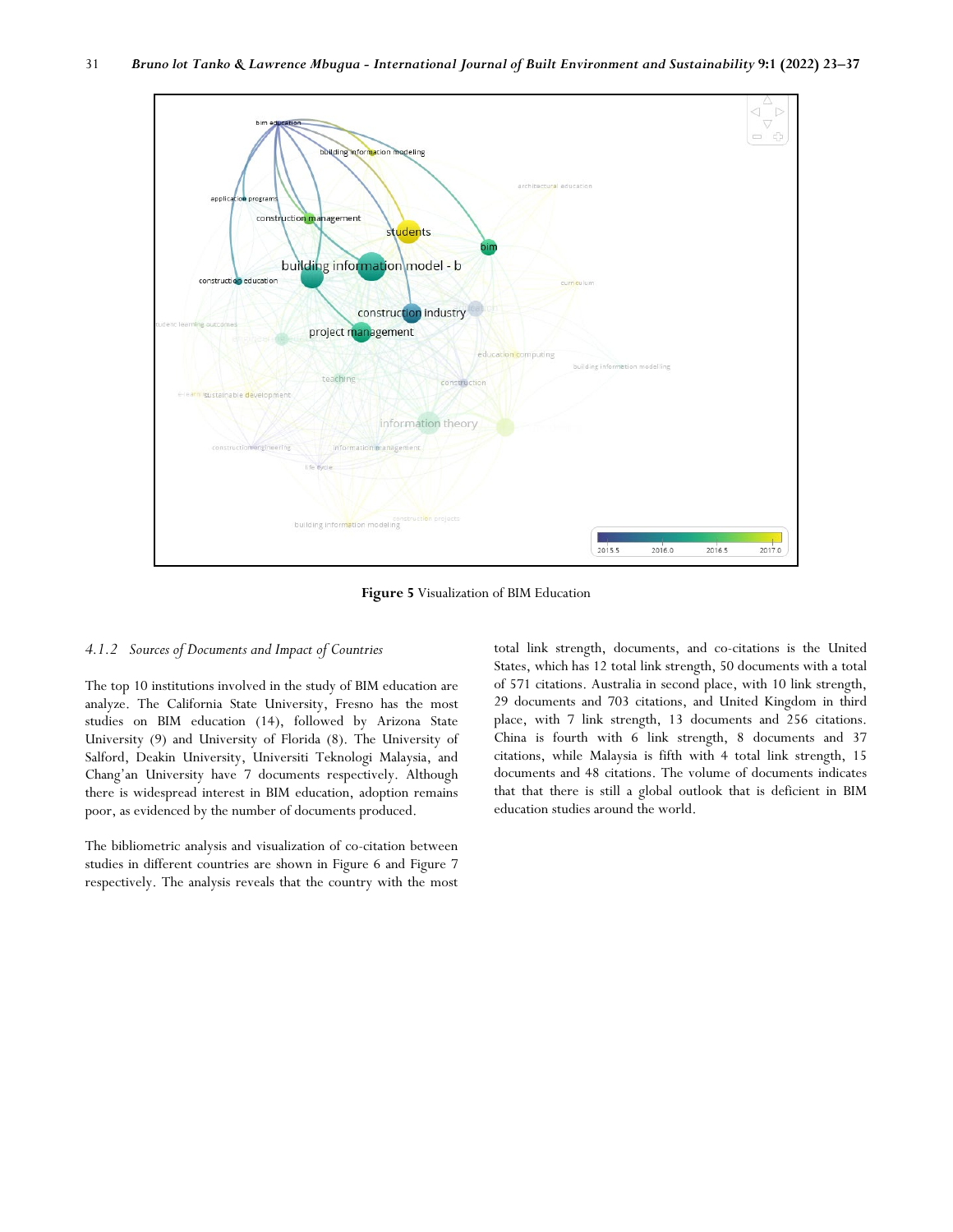**Figure 5** Visualization of BIM Education

*4.1.2 Sources of Documents and Impact of Countries*

The top 10 institutions involved in the study of BIM education are analyze. The California State University, Fresno has the most studies on BIM education (14), followed by Arizona State University (9) and University of Florida (8). The University of Salford, Deakin University, Universiti Teknologi Malaysia, and Chang'an University have 7 documents respectively. Although there is widespread interest in BIM education, adoption remains poor, as evidenced by the number of documents produced.

The bibliometric analysis and visualization of co-citation between studies in different countries are shown in Figure 6 and Figure 7 respectively. The analysis reveals that the country with the most total link strength, documents, and co-citations is the United States, which has 12 total link strength, 50 documents with a total of 571 citations. Australia in second place, with 10 link strength, 29 documents and 703 citations, and United Kingdom in third place, with 7 link strength, 13 documents and 256 citations. China is fourth with 6 link strength, 8 documents and 37 citations, while Malaysia is fifth with 4 total link strength, 15 documents and 48 citations. The volume of documents indicates that that there is still a global outlook that is deficient in BIM education studies around the world.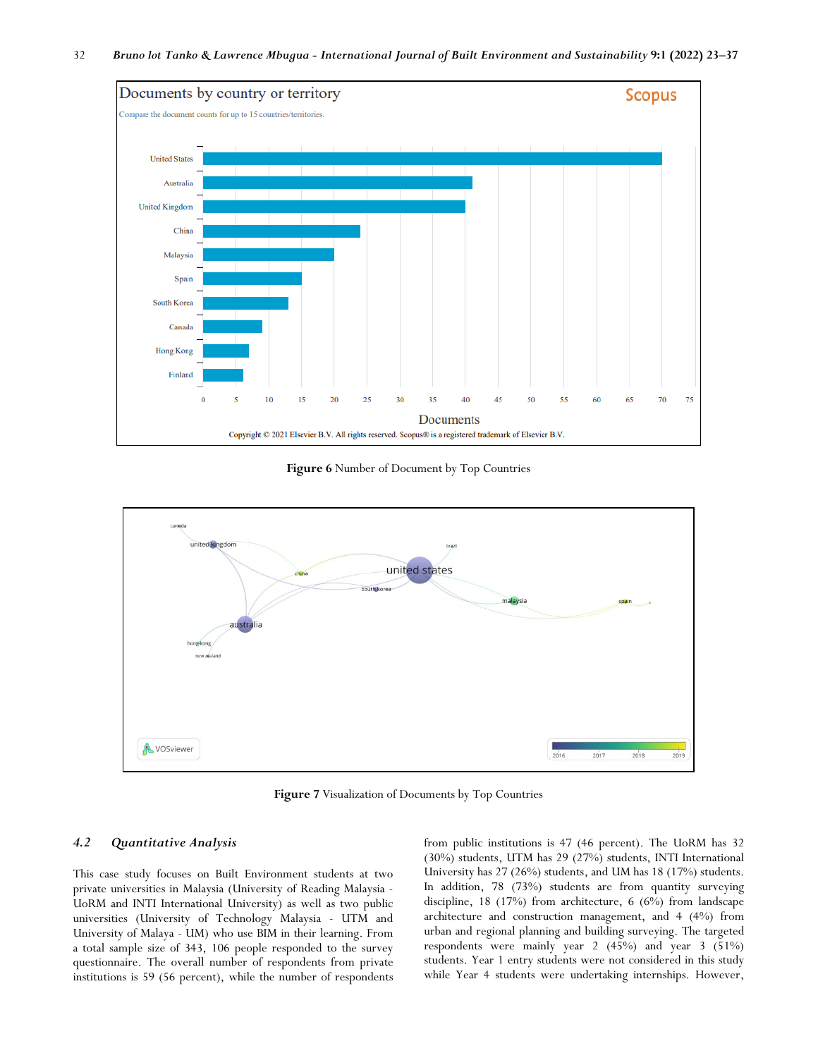**Figure 6** Number of Document by Top Countries

**Figure 7** Visualization of Documents by Top Countries

### 4.2 *Quantitative Analysis*

This case study focuses on Built Environment students at two private universities in Malaysia (University of Reading Malaysia - UoRM and INTI International University) as well as two public universities (University of Technology Malaysia - UTM and University of Malaya - UM) who use BIM in their learning. From a total sample size of 343, 106 people responded to the survey questionnaire. The overall number of respondents from private institutions is 59 (56 percent), while the number of respondents from public institutions is 47 (46 percent). The UoRM has 32 (30%) students, UTM has 29 (27%) students, INTI International University has 27 (26%) students, and UM has 18 (17%) students. In addition, 78 (73%) students are from quantity surveying discipline, 18 (17%) from architecture, 6 (6%) from landscape architecture and construction management, and 4 (4%) from urban and regional planning and building surveying. The targeted respondents were mainly year 2 (45%) and year 3 (51%) students. Year 1 entry students were not considered in this study while Year 4 students were undertaking internships. However,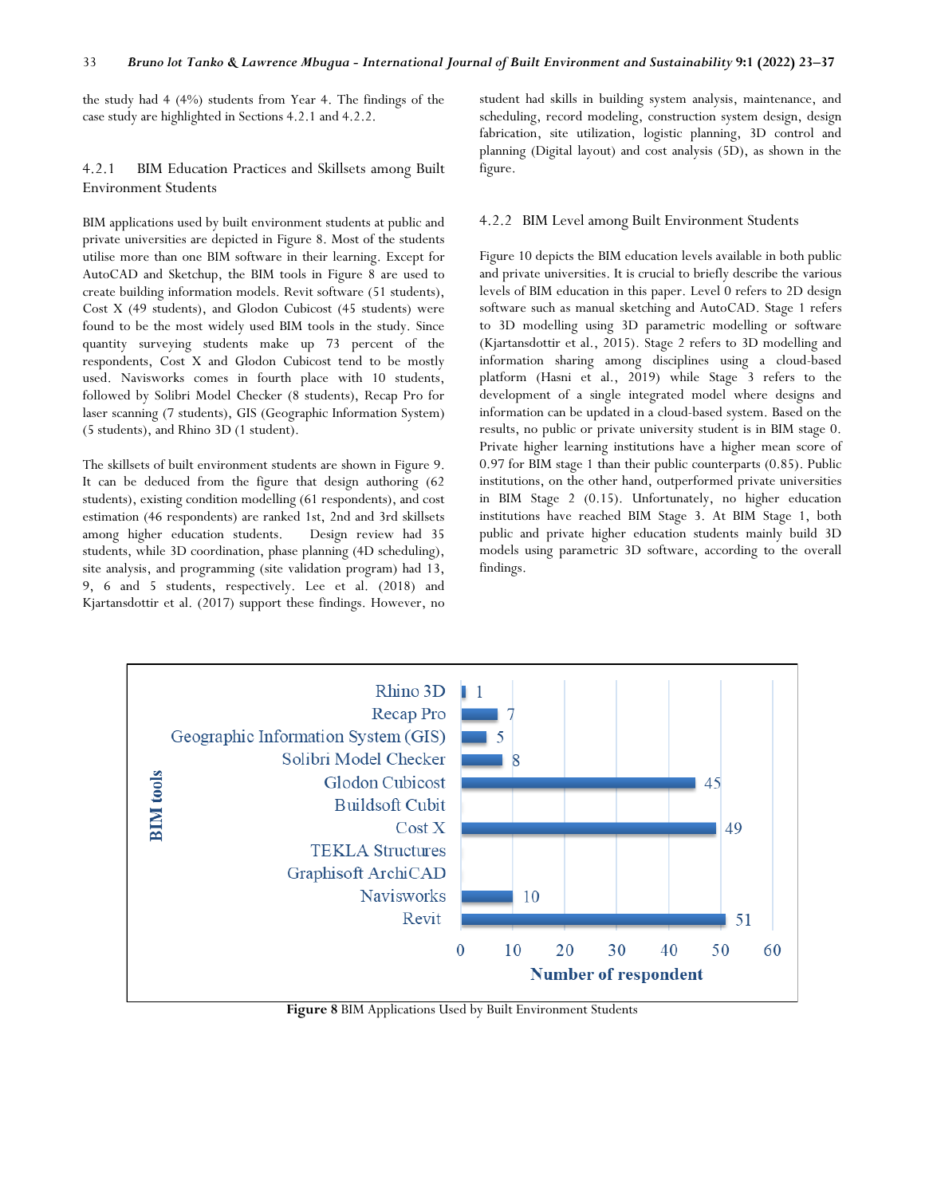the study had 4 (4%) students from Year 4. The findings of the case study are highlighted in Sections 4.2.1 and 4.2.2.

### 4.2.1 BIM Education Practices and Skillsets among Built Environment Students

BIM applications used by built environment students at public and private universities are depicted in Figure 8. Most of the students utilise more than one BIM software in their learning. Except for AutoCAD and Sketchup, the BIM tools in Figure 8 are used to create building information models. Revit software (51 students), Cost X (49 students), and Glodon Cubicost (45 students) were found to be the most widely used BIM tools in the study. Since quantity surveying students make up 73 percent of the respondents, Cost X and Glodon Cubicost tend to be mostly used. Navisworks comes in fourth place with 10 students, followed by Solibri Model Checker (8 students), Recap Pro for laser scanning (7 students), GIS (Geographic Information System) (5 students), and Rhino 3D (1 student).

The skillsets of built environment students are shown in Figure 9. It can be deduced from the figure that design authoring (62 students), existing condition modelling (61 respondents), and cost estimation (46 respondents) are ranked 1st, 2nd and 3rd skillsets among higher education students. Design review had 35 students, while 3D coordination, phase planning (4D scheduling), site analysis, and programming (site validation program) had 13, 9, 6 and 5 students, respectively. Lee et al. (2018) and Kjartansdottir et al. (2017) support these findings. However, no student had skills in building system analysis, maintenance, and scheduling, record modeling, construction system design, design fabrication, site utilization, logistic planning, 3D control and planning (Digital layout) and cost analysis (5D), as shown in the figure.

### 4.2.2 BIM Level among Built Environment Students

Figure 10 depicts the BIM education levels available in both public and private universities. It is crucial to briefly describe the various levels of BIM education in this paper. Level 0 refers to 2D design software such as manual sketching and AutoCAD. Stage 1 refers to 3D modelling using 3D parametric modelling or software (Kjartansdottir et al., 2015). Stage 2 refers to 3D modelling and information sharing among disciplines using a cloud-based platform (Hasni et al., 2019) while Stage 3 refers to the development of a single integrated model where designs and information can be updated in a cloud-based system. Based on the results, no public or private university student is in BIM stage 0. Private higher learning institutions have a higher mean score of 0.97 for BIM stage 1 than their public counterparts (0.85). Public institutions, on the other hand, outperformed private universities in BIM Stage 2 (0.15). Unfortunately, no higher education institutions have reached BIM Stage 3. At BIM Stage 1, both public and private higher education students mainly build 3D models using parametric 3D software, according to the overall findings.

**Figure 8** BIM Applications Used by Built Environment Students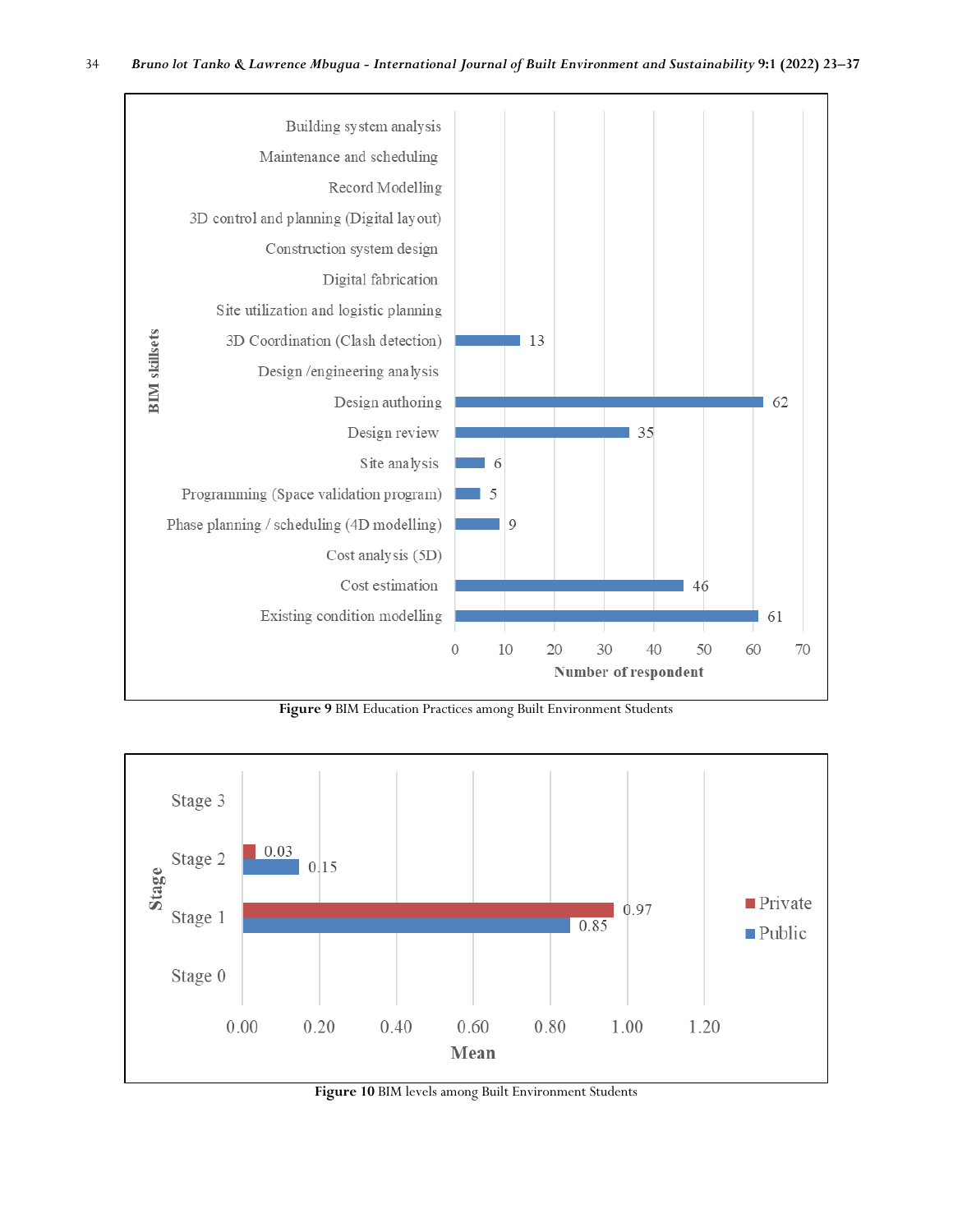| BIM skillsets | Number of respondent |
|---|---|
| Building system analysis | |
| Maintenance and scheduling | |
| Record Modelling | |
| 3D control and planning (Digital layout) | |
| Construction system design | |
| Digital fabrication | |
| Site utilization and logistic planning | |
| 3D Coordination (Clash detection) | 13 |
| Design /engineering analysis | |
| Design authoring | 62 |
| Design review | 35 |
| Site analysis | 6 |
| Programming (Space validation program) | 5 |
| Phase planning / scheduling (4D modelling) | 9 |
| Cost analysis (5D) | |
| Cost estimation | 46 |
| Existing condition modelling | 61 |

**Figure 9** BIM Education Practices among Built Environment Students

| Stage | Private (Mean) | Public (Mean) |
|---|---|---|
| Stage 3 | | |
| Stage 2 | 0.03 | 0.15 |
| Stage 1 | 0.97 | 0.85 |
| Stage 0 | | |

**Figure 10** BIM levels among Built Environment Students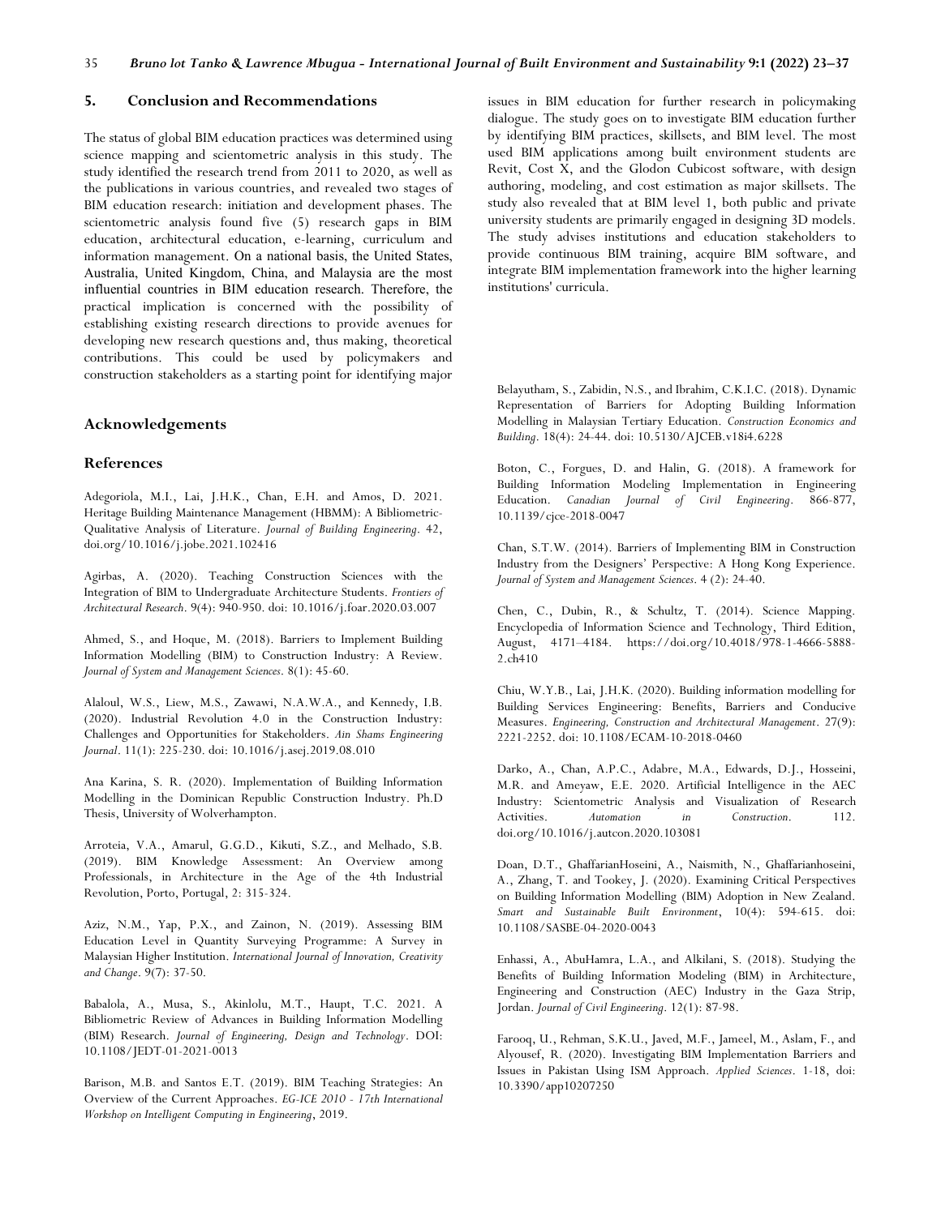## 5. Conclusion and Recommendations

The status of global BIM education practices was determined using science mapping and scientometric analysis in this study. The study identified the research trend from 2011 to 2020, as well as the publications in various countries, and revealed two stages of BIM education research: initiation and development phases. The scientometric analysis found five (5) research gaps in BIM education, architectural education, e-learning, curriculum and information management. On a national basis, the United States, Australia, United Kingdom, China, and Malaysia are the most influential countries in BIM education research. Therefore, the practical implication is concerned with the possibility of establishing existing research directions to provide avenues for developing new research questions and, thus making, theoretical contributions. This could be used by policymakers and construction stakeholders as a starting point for identifying major issues in BIM education for further research in policymaking dialogue. The study goes on to investigate BIM education further by identifying BIM practices, skillsets, and BIM level. The most used BIM applications among built environment students are Revit, Cost X, and the Glodon Cubicost software, with design authoring, modeling, and cost estimation as major skillsets. The study also revealed that at BIM level 1, both public and private university students are primarily engaged in designing 3D models. The study advises institutions and education stakeholders to provide continuous BIM training, acquire BIM software, and integrate BIM implementation framework into the higher learning institutions' curricula.

## Acknowledgements

## References

Adegoriola, M.I., Lai, J.H.K., Chan, E.H. and Amos, D. 2021. Heritage Building Maintenance Management (HBMM): A Bibliometric-Qualitative Analysis of Literature. *Journal of Building Engineering*. 42, doi.org/10.1016/j.jobe.2021.102416

Agirbas, A. (2020). Teaching Construction Sciences with the Integration of BIM to Undergraduate Architecture Students. *Frontiers of Architectural Research*. 9(4): 940-950. doi: 10.1016/j.foar.2020.03.007

Ahmed, S., and Hoque, M. (2018). Barriers to Implement Building Information Modelling (BIM) to Construction Industry: A Review. *Journal of System and Management Sciences*. 8(1): 45-60.

Alaloul, W.S., Liew, M.S., Zawawi, N.A.W.A., and Kennedy, I.B. (2020). Industrial Revolution 4.0 in the Construction Industry: Challenges and Opportunities for Stakeholders. *Ain Shams Engineering Journal*. 11(1): 225-230. doi: 10.1016/j.asej.2019.08.010

Ana Karina, S. R. (2020). Implementation of Building Information Modelling in the Dominican Republic Construction Industry. Ph.D Thesis, University of Wolverhampton.

Arroteia, V.A., Amarul, G.G.D., Kikuti, S.Z., and Melhado, S.B. (2019). BIM Knowledge Assessment: An Overview among Professionals, in Architecture in the Age of the 4th Industrial Revolution, Porto, Portugal, 2: 315-324.

Aziz, N.M., Yap, P.X., and Zainon, N. (2019). Assessing BIM Education Level in Quantity Surveying Programme: A Survey in Malaysian Higher Institution. *International Journal of Innovation, Creativity and Change*. 9(7): 37-50.

Babalola, A., Musa, S., Akinlolu, M.T., Haupt, T.C. 2021. A Bibliometric Review of Advances in Building Information Modelling (BIM) Research. *Journal of Engineering, Design and Technology*. DOI: 10.1108/JEDT-01-2021-0013

Barison, M.B. and Santos E.T. (2019). BIM Teaching Strategies: An Overview of the Current Approaches. *EG-ICE 2010 - 17th International Workshop on Intelligent Computing in Engineering*, 2019.

Belayutham, S., Zabidin, N.S., and Ibrahim, C.K.I.C. (2018). Dynamic Representation of Barriers for Adopting Building Information Modelling in Malaysian Tertiary Education. *Construction Economics and Building*. 18(4): 24-44. doi: 10.5130/AJCEB.v18i4.6228

Boton, C., Forgues, D. and Halin, G. (2018). A framework for Building Information Modeling Implementation in Engineering Education. *Canadian Journal of Civil Engineering*. 866-877, 10.1139/cjce-2018-0047

Chan, S.T.W. (2014). Barriers of Implementing BIM in Construction Industry from the Designers' Perspective: A Hong Kong Experience. *Journal of System and Management Sciences*. 4 (2): 24-40.

Chen, C., Dubin, R., & Schultz, T. (2014). Science Mapping. Encyclopedia of Information Science and Technology, Third Edition, August, 4171–4184. https://doi.org/10.4018/978-1-4666-5888-2.ch410

Chiu, W.Y.B., Lai, J.H.K. (2020). Building information modelling for Building Services Engineering: Benefits, Barriers and Conducive Measures. *Engineering, Construction and Architectural Management*. 27(9): 2221-2252. doi: 10.1108/ECAM-10-2018-0460

Darko, A., Chan, A.P.C., Adabre, M.A., Edwards, D.J., Hosseini, M.R. and Ameyaw, E.E. 2020. Artificial Intelligence in the AEC Industry: Scientometric Analysis and Visualization of Research Activities. *Automation in Construction*. 112. doi.org/10.1016/j.autcon.2020.103081

Doan, D.T., GhaffarianHoseini, A., Naismith, N., Ghaffarianhoseini, A., Zhang, T. and Tookey, J. (2020). Examining Critical Perspectives on Building Information Modelling (BIM) Adoption in New Zealand. *Smart and Sustainable Built Environment*, 10(4): 594-615. doi: 10.1108/SASBE-04-2020-0043

Enhassi, A., AbuHamra, L.A., and Alkilani, S. (2018). Studying the Benefits of Building Information Modeling (BIM) in Architecture, Engineering and Construction (AEC) Industry in the Gaza Strip, Jordan. *Journal of Civil Engineering*. 12(1): 87-98.

Farooq, U., Rehman, S.K.U., Javed, M.F., Jameel, M., Aslam, F., and Alyousef, R. (2020). Investigating BIM Implementation Barriers and Issues in Pakistan Using ISM Approach. *Applied Sciences*. 1-18, doi: 10.3390/app10207250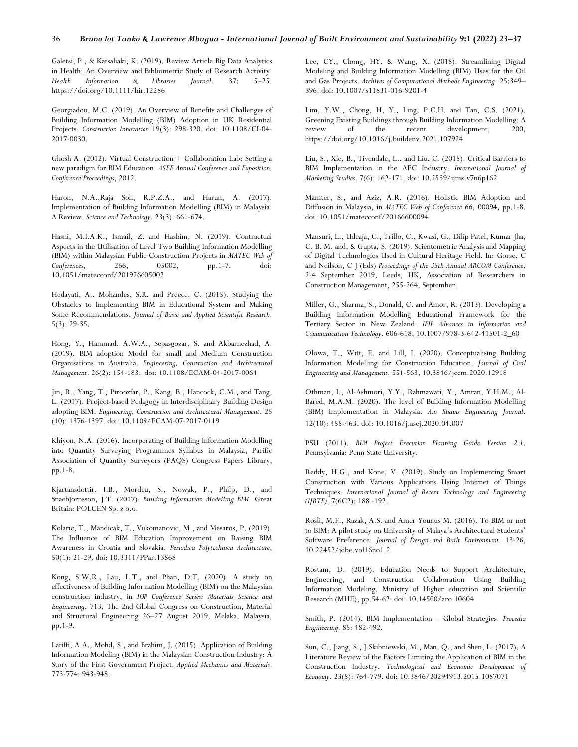Galetsi, P., & Katsaliaki, K. (2019). Review Article Big Data Analytics in Health: An Overview and Bibliometric Study of Research Activity. *Health Information & Libraries Journal*. 37: 5–25. https://doi.org/10.1111/hir.12286

Georgiadou, M.C. (2019). An Overview of Benefits and Challenges of Building Information Modelling (BIM) Adoption in UK Residential Projects. *Construction Innovation* 19(3): 298-320. doi: 10.1108/CI-04-2017-0030.

Ghosh A. (2012). Virtual Construction + Collaboration Lab: Setting a new paradigm for BIM Education. *ASEE Annual Conference and Exposition, Conference Proceedings*, 2012.

Haron, N.A.,Raja Soh, R.P.Z.A., and Harun, A. (2017). Implementation of Building Information Modelling (BIM) in Malaysia: A Review. *Science and Technology*. 23(3): 661-674.

Hasni, M.I.A.K., Ismail, Z. and Hashim, N. (2019). Contractual Aspects in the Utilisation of Level Two Building Information Modelling (BIM) within Malaysian Public Construction Projects in *MATEC Web of Conferences*, 266, 05002, pp.1-7. doi: 10.1051/matecconf/201926605002

Hedayati, A., Mohandes, S.R. and Preece, C. (2015). Studying the Obstacles to Implementing BIM in Educational System and Making Some Recommendations. *Journal of Basic and Applied Scientific Research*. 5(3): 29-35.

Hong, Y., Hammad, A.W.A., Sepasgozar, S. and Akbarnezhad, A. (2019). BIM adoption Model for small and Medium Construction Organisations in Australia. *Engineering, Construction and Architectural Management*. 26(2): 154-183. doi: 10.1108/ECAM-04-2017-0064

Jin, R., Yang, T., Piroozfar, P., Kang, B., Hancock, C.M., and Tang, L. (2017). Project-based Pedagogy in Interdisciplinary Building Design adopting BIM. *Engineering, Construction and Architectural Management*. 25 (10): 1376-1397. doi: 10.1108/ECAM-07-2017-0119

Khiyon, N.A. (2016). Incorporating of Building Information Modelling into Quantity Surveying Programmes Syllabus in Malaysia, Pacific Association of Quantity Surveyors (PAQS) Congress Papers Library, pp.1-8.

Kjartansdottir, I.B., Mordeu, S., Nowak, P., Philp, D., and Snaebjornsson, J.T. (2017). *Building Information Modelling BIM*. Great Britain: POLCEN Sp. z o.o.

Kolaric, T., Mandicak, T., Vukomanovic, M., and Mesaros, P. (2019). The Influence of BIM Education Improvement on Raising BIM Awareness in Croatia and Slovakia. *Periodica Polytechnica Architecture*, 50(1): 21-29. doi: 10.3311/PPar.13868

Kong, S.W.R., Lau, L.T., and Phan, D.T. (2020). A study on effectiveness of Building Information Modelling (BIM) on the Malaysian construction industry, in *IOP Conference Series: Materials Science and Engineering*, 713, The 2nd Global Congress on Construction, Material and Structural Engineering 26–27 August 2019, Melaka, Malaysia, pp.1-9.

Latiffi, A.A., Mohd, S., and Brahim, J. (2015). Application of Building Information Modeling (BIM) in the Malaysian Construction Industry: A Story of the First Government Project. *Applied Mechanics and Materials*. 773-774: 943-948.

Lee, CY., Chong, HY. & Wang, X. (2018). Streamlining Digital Modeling and Building Information Modelling (BIM) Uses for the Oil and Gas Projects. *Archives of Computational Methods Engineering*. 25:349–396. doi: 10.1007/s11831-016-9201-4

Lim, Y.W., Chong, H, Y., Ling, P.C.H. and Tan, C.S. (2021). Greening Existing Buildings through Building Information Modelling: A review of the recent development, 200, https://doi.org/10.1016/j.buildenv.2021.107924

Liu, S., Xie, B., Tivendale, L., and Liu, C. (2015). Critical Barriers to BIM Implementation in the AEC Industry. *International Journal of Marketing Studies*. 7(6): 162-171. doi: 10.5539/ijms.v7n6p162

Mamter, S., and Aziz, A.R. (2016). Holistic BIM Adoption and Diffusion in Malaysia, in *MATEC Web of Conference 66*, 00094, pp.1-8. doi: 10.1051/matecconf/20166600094

Mansuri, L., Udeaja, C., Trillo, C., Kwasi, G., Dilip Patel, Kumar Jha, C. B. M. and, & Gupta, S. (2019). Scientometric Analysis and Mapping of Digital Technologies Used in Cultural Heritage Field. In: Gorse, C and Neilson, C J (Eds) *Proceedings of the 35th Annual ARCOM Conference*, 2-4 September 2019, Leeds, UK, Association of Researchers in Construction Management, 255-264, September.

Miller, G., Sharma, S., Donald, C. and Amor, R. (2013). Developing a Building Information Modelling Educational Framework for the Tertiary Sector in New Zealand. *IFIP Advances in Information and Communication Technology*. 606-618, 10.1007/978-3-642-41501-2_60

Olowa, T., Witt, E. and Lill, I. (2020). Conceptualising Building Information Modelling for Construction Education. *Journal of Civil Engineering and Management*. 551-563, 10.3846/jcem.2020.12918

Othman, I., Al-Ashmori, Y.Y., Rahmawati, Y., Amran, Y.H.M., Al-Bared, M.A.M. (2020). The level of Building Information Modelling (BIM) Implementation in Malaysia. *Ain Shams Engineering Journal*. 12(10): 455-463. doi: 10.1016/j.asej.2020.04.007

PSU (2011). *BIM Project Execution Planning Guide Version 2.1*. Pennsylvania: Penn State University.

Reddy, H.G., and Kone, V. (2019). Study on Implementing Smart Construction with Various Applications Using Internet of Things Techniques. *International Journal of Recent Technology and Engineering (IJRTE)*. 7(6C2): 188 -192.

Rosli, M.F., Razak, A.S. and Amer Younus M. (2016). To BIM or not to BIM: A pilot study on University of Malaya's Architectural Students' Software Preference. *Journal of Design and Built Environment*. 13-26, 10.22452/jdbe.vol16no1.2

Rostam, D. (2019). Education Needs to Support Architecture, Engineering, and Construction Collaboration Using Building Information Modeling. Ministry of Higher education and Scientific Research (MHE), pp.54-62. doi: 10.14500/aro.10604

Smith, P. (2014). BIM Implementation – Global Strategies. *Procedia Engineering.* 85: 482-492.

Sun, C., Jiang, S., J.Skibniewski, M., Man, Q., and Shen, L. (2017). A Literature Review of the Factors Limiting the Application of BIM in the Construction Industry. *Technological and Economic Development of Economy*. 23(5): 764-779. doi: 10.3846/20294913.2015.1087071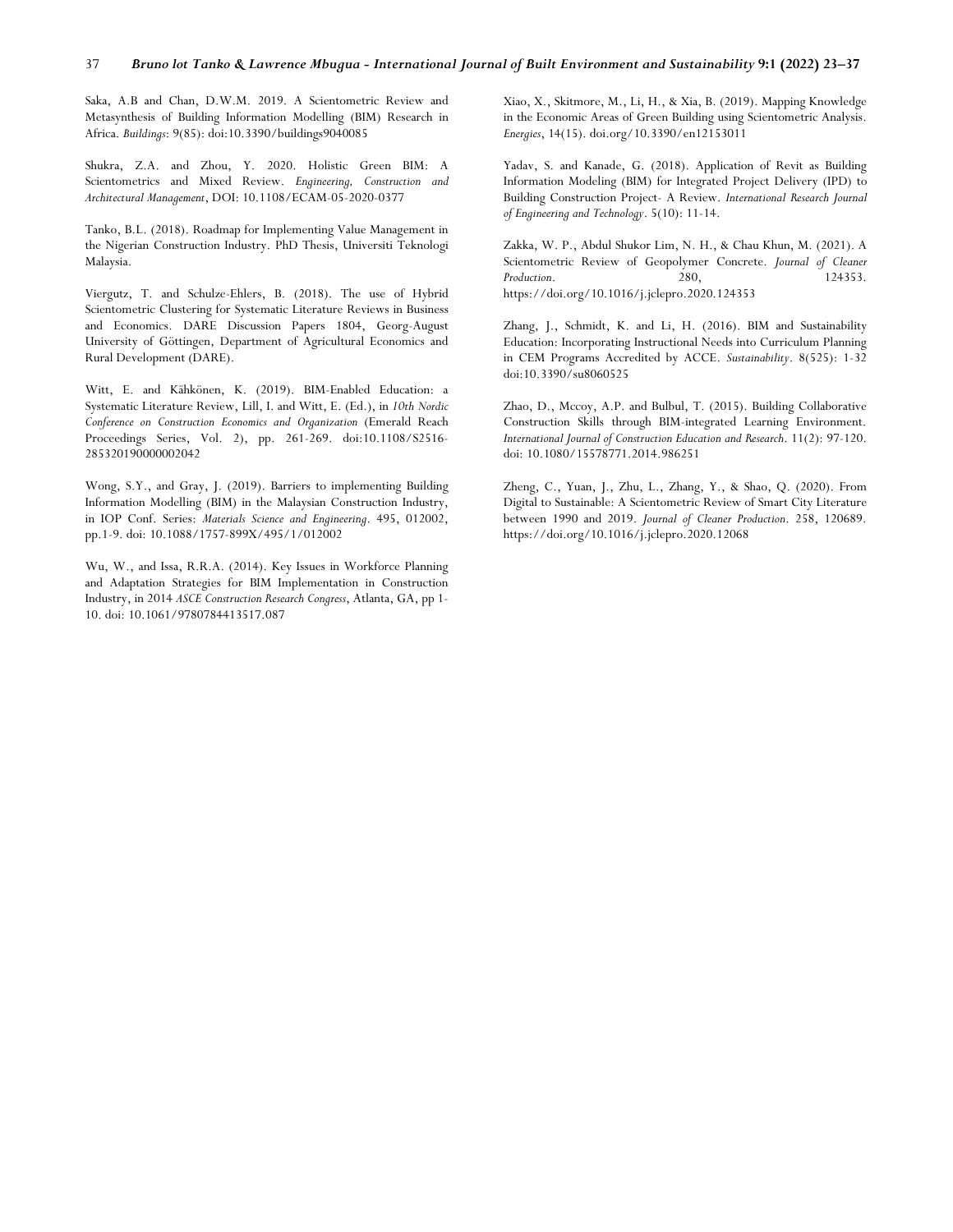Saka, A.B and Chan, D.W.M. 2019. A Scientometric Review and Metasynthesis of Building Information Modelling (BIM) Research in Africa. *Buildings*: 9(85): doi:10.3390/buildings9040085

Shukra, Z.A. and Zhou, Y. 2020. Holistic Green BIM: A Scientometrics and Mixed Review. *Engineering, Construction and Architectural Management*, DOI: 10.1108/ECAM-05-2020-0377

Tanko, B.L. (2018). Roadmap for Implementing Value Management in the Nigerian Construction Industry. PhD Thesis, Universiti Teknologi Malaysia.

Viergutz, T. and Schulze-Ehlers, B. (2018). The use of Hybrid Scientometric Clustering for Systematic Literature Reviews in Business and Economics. DARE Discussion Papers 1804, Georg-August University of Göttingen, Department of Agricultural Economics and Rural Development (DARE).

Witt, E. and Kähkönen, K. (2019). BIM-Enabled Education: a Systematic Literature Review, Lill, I. and Witt, E. (Ed.), in *10th Nordic Conference on Construction Economics and Organization* (Emerald Reach Proceedings Series, Vol. 2), pp. 261-269. doi:10.1108/S2516-285320190000002042

Wong, S.Y., and Gray, J. (2019). Barriers to implementing Building Information Modelling (BIM) in the Malaysian Construction Industry, in IOP Conf. Series: *Materials Science and Engineering*. 495, 012002, pp.1-9. doi: 10.1088/1757-899X/495/1/012002

Wu, W., and Issa, R.R.A. (2014). Key Issues in Workforce Planning and Adaptation Strategies for BIM Implementation in Construction Industry, in 2014 *ASCE Construction Research Congress*, Atlanta, GA, pp 1-10. doi: 10.1061/9780784413517.087

Xiao, X., Skitmore, M., Li, H., & Xia, B. (2019). Mapping Knowledge in the Economic Areas of Green Building using Scientometric Analysis. *Energies*, 14(15). doi.org/10.3390/en12153011

Yadav, S. and Kanade, G. (2018). Application of Revit as Building Information Modeling (BIM) for Integrated Project Delivery (IPD) to Building Construction Project- A Review. *International Research Journal of Engineering and Technology*. 5(10): 11-14.

Zakka, W. P., Abdul Shukor Lim, N. H., & Chau Khun, M. (2021). A Scientometric Review of Geopolymer Concrete. *Journal of Cleaner Production*. 280, 124353. https://doi.org/10.1016/j.jclepro.2020.124353

Zhang, J., Schmidt, K. and Li, H. (2016). BIM and Sustainability Education: Incorporating Instructional Needs into Curriculum Planning in CEM Programs Accredited by ACCE. *Sustainability*. 8(525): 1-32 doi:10.3390/su8060525

Zhao, D., Mccoy, A.P. and Bulbul, T. (2015). Building Collaborative Construction Skills through BIM-integrated Learning Environment. *International Journal of Construction Education and Research*. 11(2): 97-120. doi: 10.1080/15578771.2014.986251

Zheng, C., Yuan, J., Zhu, L., Zhang, Y., & Shao, Q. (2020). From Digital to Sustainable: A Scientometric Review of Smart City Literature between 1990 and 2019. *Journal of Cleaner Production*. 258, 120689. https://doi.org/10.1016/j.jclepro.2020.12068